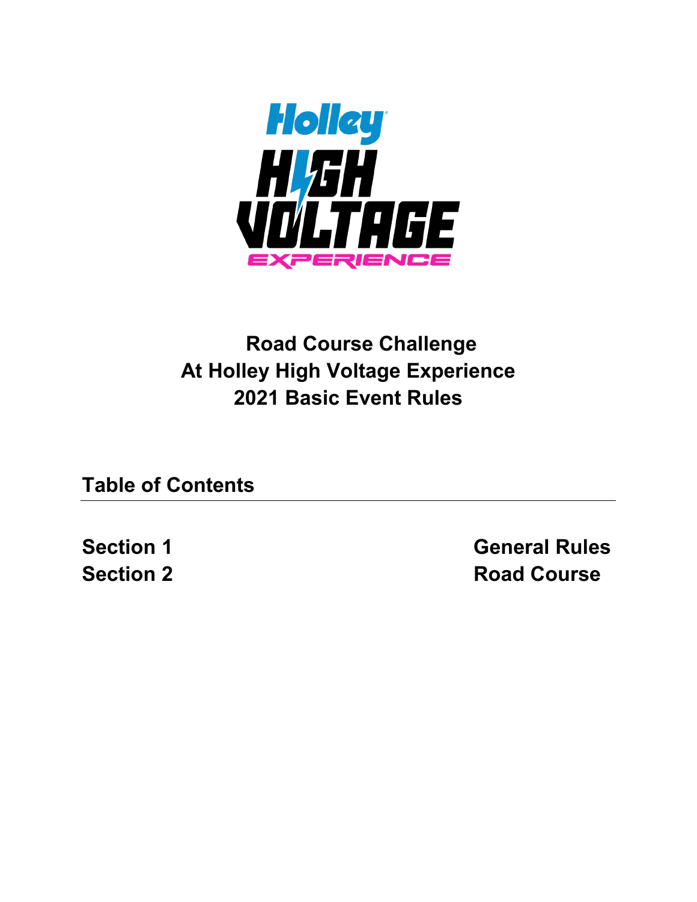# Road Course Challenge
# At Holley High Voltage Experience
# 2021 Basic Event Rules

## Table of Contents

| | |
|---|---|
| **Section 1** | **General Rules** |
| **Section 2** | **Road Course** |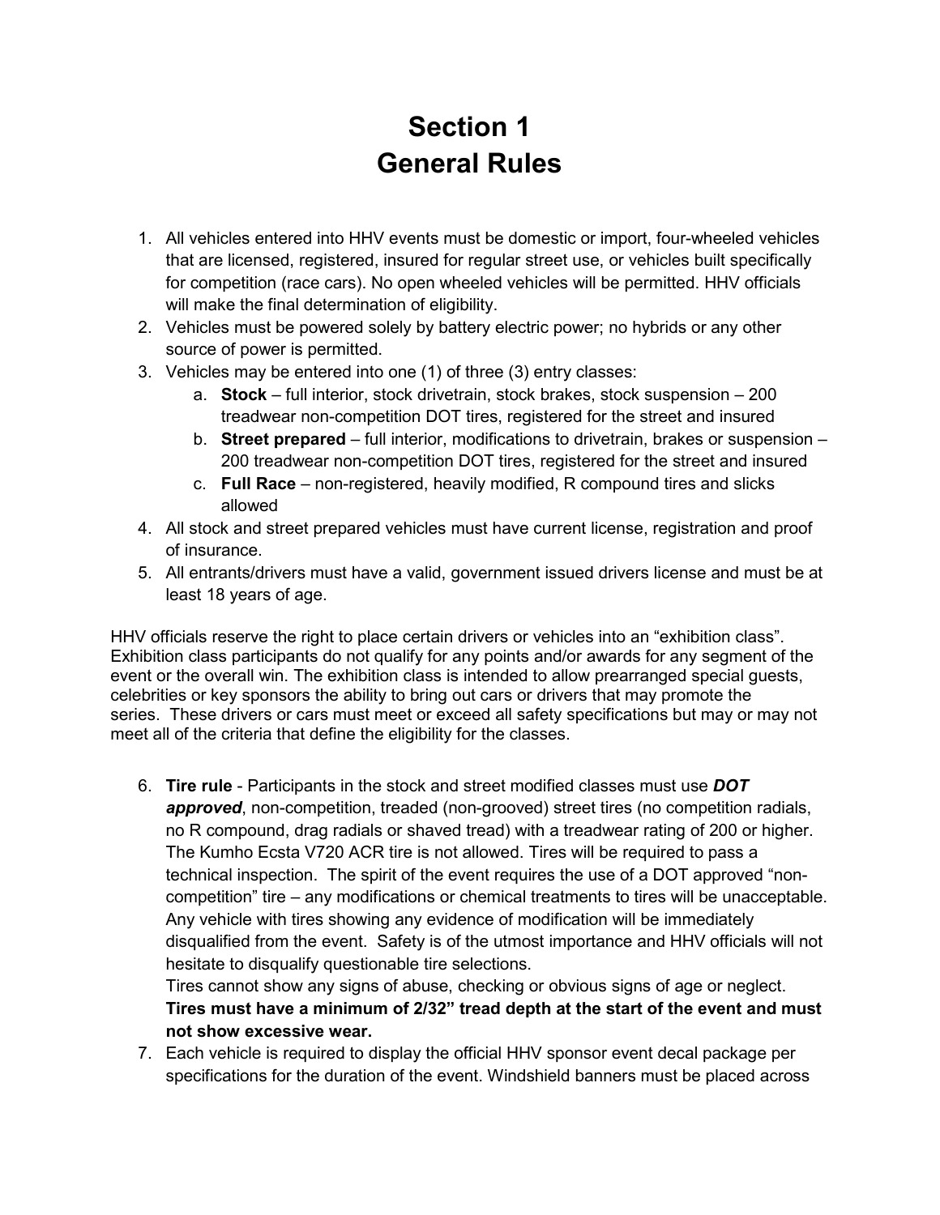# Section 1
# General Rules

1. All vehicles entered into HHV events must be domestic or import, four-wheeled vehicles that are licensed, registered, insured for regular street use, or vehicles built specifically for competition (race cars). No open wheeled vehicles will be permitted. HHV officials will make the final determination of eligibility.
2. Vehicles must be powered solely by battery electric power; no hybrids or any other source of power is permitted.
3. Vehicles may be entered into one (1) of three (3) entry classes:
   a. **Stock** – full interior, stock drivetrain, stock brakes, stock suspension – 200 treadwear non-competition DOT tires, registered for the street and insured
   b. **Street prepared** – full interior, modifications to drivetrain, brakes or suspension – 200 treadwear non-competition DOT tires, registered for the street and insured
   c. **Full Race** – non-registered, heavily modified, R compound tires and slicks allowed
4. All stock and street prepared vehicles must have current license, registration and proof of insurance.
5. All entrants/drivers must have a valid, government issued drivers license and must be at least 18 years of age.

HHV officials reserve the right to place certain drivers or vehicles into an "exhibition class". Exhibition class participants do not qualify for any points and/or awards for any segment of the event or the overall win. The exhibition class is intended to allow prearranged special guests, celebrities or key sponsors the ability to bring out cars or drivers that may promote the series. These drivers or cars must meet or exceed all safety specifications but may or may not meet all of the criteria that define the eligibility for the classes.

6. **Tire rule** - Participants in the stock and street modified classes must use ***DOT approved***, non-competition, treaded (non-grooved) street tires (no competition radials, no R compound, drag radials or shaved tread) with a treadwear rating of 200 or higher. The Kumho Ecsta V720 ACR tire is not allowed. Tires will be required to pass a technical inspection. The spirit of the event requires the use of a DOT approved "non-competition" tire – any modifications or chemical treatments to tires will be unacceptable. Any vehicle with tires showing any evidence of modification will be immediately disqualified from the event. Safety is of the utmost importance and HHV officials will not hesitate to disqualify questionable tire selections.
   Tires cannot show any signs of abuse, checking or obvious signs of age or neglect.
   **Tires must have a minimum of 2/32" tread depth at the start of the event and must not show excessive wear.**
7. Each vehicle is required to display the official HHV sponsor event decal package per specifications for the duration of the event. Windshield banners must be placed across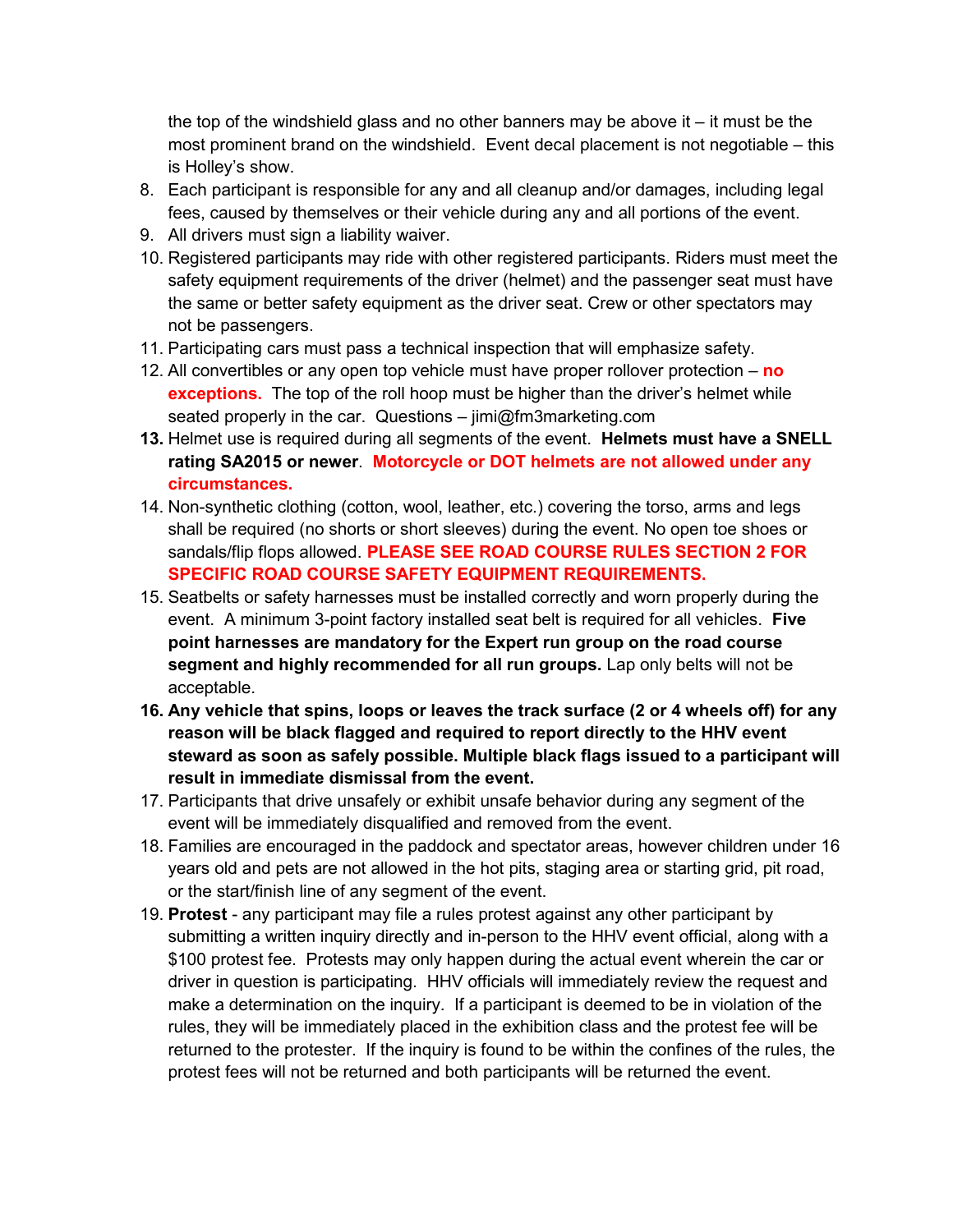the top of the windshield glass and no other banners may be above it – it must be the most prominent brand on the windshield. Event decal placement is not negotiable – this is Holley's show.

8. Each participant is responsible for any and all cleanup and/or damages, including legal fees, caused by themselves or their vehicle during any and all portions of the event.
9. All drivers must sign a liability waiver.
10. Registered participants may ride with other registered participants. Riders must meet the safety equipment requirements of the driver (helmet) and the passenger seat must have the same or better safety equipment as the driver seat. Crew or other spectators may not be passengers.
11. Participating cars must pass a technical inspection that will emphasize safety.
12. All convertibles or any open top vehicle must have proper rollover protection – **no exceptions.** The top of the roll hoop must be higher than the driver's helmet while seated properly in the car. Questions – jimi@fm3marketing.com
13. Helmet use is required during all segments of the event. **Helmets must have a SNELL rating SA2015 or newer**. **Motorcycle or DOT helmets are not allowed under any circumstances.**
14. Non-synthetic clothing (cotton, wool, leather, etc.) covering the torso, arms and legs shall be required (no shorts or short sleeves) during the event. No open toe shoes or sandals/flip flops allowed. **PLEASE SEE ROAD COURSE RULES SECTION 2 FOR SPECIFIC ROAD COURSE SAFETY EQUIPMENT REQUIREMENTS.**
15. Seatbelts or safety harnesses must be installed correctly and worn properly during the event. A minimum 3-point factory installed seat belt is required for all vehicles. **Five point harnesses are mandatory for the Expert run group on the road course segment and highly recommended for all run groups.** Lap only belts will not be acceptable.
16. **Any vehicle that spins, loops or leaves the track surface (2 or 4 wheels off) for any reason will be black flagged and required to report directly to the HHV event steward as soon as safely possible. Multiple black flags issued to a participant will result in immediate dismissal from the event.**
17. Participants that drive unsafely or exhibit unsafe behavior during any segment of the event will be immediately disqualified and removed from the event.
18. Families are encouraged in the paddock and spectator areas, however children under 16 years old and pets are not allowed in the hot pits, staging area or starting grid, pit road, or the start/finish line of any segment of the event.
19. **Protest** - any participant may file a rules protest against any other participant by submitting a written inquiry directly and in-person to the HHV event official, along with a $100 protest fee. Protests may only happen during the actual event wherein the car or driver in question is participating. HHV officials will immediately review the request and make a determination on the inquiry. If a participant is deemed to be in violation of the rules, they will be immediately placed in the exhibition class and the protest fee will be returned to the protester. If the inquiry is found to be within the confines of the rules, the protest fees will not be returned and both participants will be returned the event.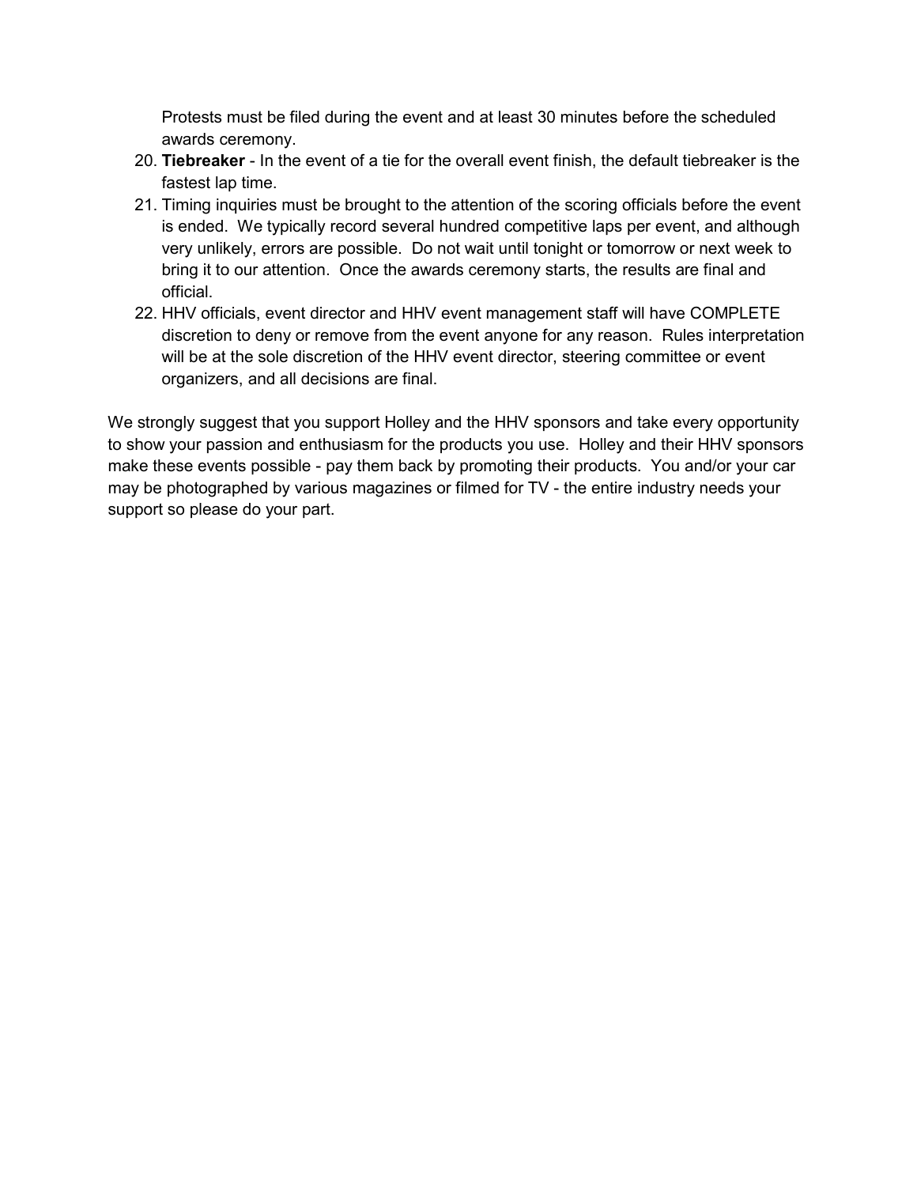Protests must be filed during the event and at least 30 minutes before the scheduled awards ceremony.

20. **Tiebreaker** - In the event of a tie for the overall event finish, the default tiebreaker is the fastest lap time.
21. Timing inquiries must be brought to the attention of the scoring officials before the event is ended. We typically record several hundred competitive laps per event, and although very unlikely, errors are possible. Do not wait until tonight or tomorrow or next week to bring it to our attention. Once the awards ceremony starts, the results are final and official.
22. HHV officials, event director and HHV event management staff will have COMPLETE discretion to deny or remove from the event anyone for any reason. Rules interpretation will be at the sole discretion of the HHV event director, steering committee or event organizers, and all decisions are final.

We strongly suggest that you support Holley and the HHV sponsors and take every opportunity to show your passion and enthusiasm for the products you use. Holley and their HHV sponsors make these events possible - pay them back by promoting their products. You and/or your car may be photographed by various magazines or filmed for TV - the entire industry needs your support so please do your part.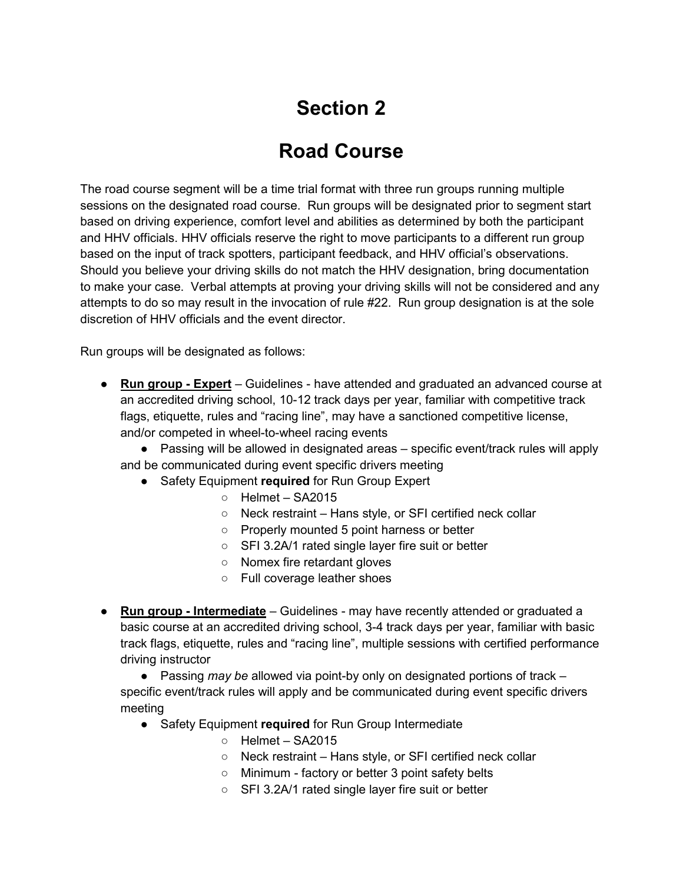# Section 2

# Road Course

The road course segment will be a time trial format with three run groups running multiple sessions on the designated road course. Run groups will be designated prior to segment start based on driving experience, comfort level and abilities as determined by both the participant and HHV officials. HHV officials reserve the right to move participants to a different run group based on the input of track spotters, participant feedback, and HHV official's observations. Should you believe your driving skills do not match the HHV designation, bring documentation to make your case. Verbal attempts at proving your driving skills will not be considered and any attempts to do so may result in the invocation of rule #22. Run group designation is at the sole discretion of HHV officials and the event director.

Run groups will be designated as follows:

- **Run group - Expert** – Guidelines - have attended and graduated an advanced course at an accredited driving school, 10-12 track days per year, familiar with competitive track flags, etiquette, rules and "racing line", may have a sanctioned competitive license, and/or competed in wheel-to-wheel racing events
  - Passing will be allowed in designated areas – specific event/track rules will apply and be communicated during event specific drivers meeting
  - Safety Equipment **required** for Run Group Expert
    - Helmet – SA2015
    - Neck restraint – Hans style, or SFI certified neck collar
    - Properly mounted 5 point harness or better
    - SFI 3.2A/1 rated single layer fire suit or better
    - Nomex fire retardant gloves
    - Full coverage leather shoes

- **Run group - Intermediate** – Guidelines - may have recently attended or graduated a basic course at an accredited driving school, 3-4 track days per year, familiar with basic track flags, etiquette, rules and "racing line", multiple sessions with certified performance driving instructor
  - Passing *may be* allowed via point-by only on designated portions of track – specific event/track rules will apply and be communicated during event specific drivers meeting
  - Safety Equipment **required** for Run Group Intermediate
    - Helmet – SA2015
    - Neck restraint – Hans style, or SFI certified neck collar
    - Minimum - factory or better 3 point safety belts
    - SFI 3.2A/1 rated single layer fire suit or better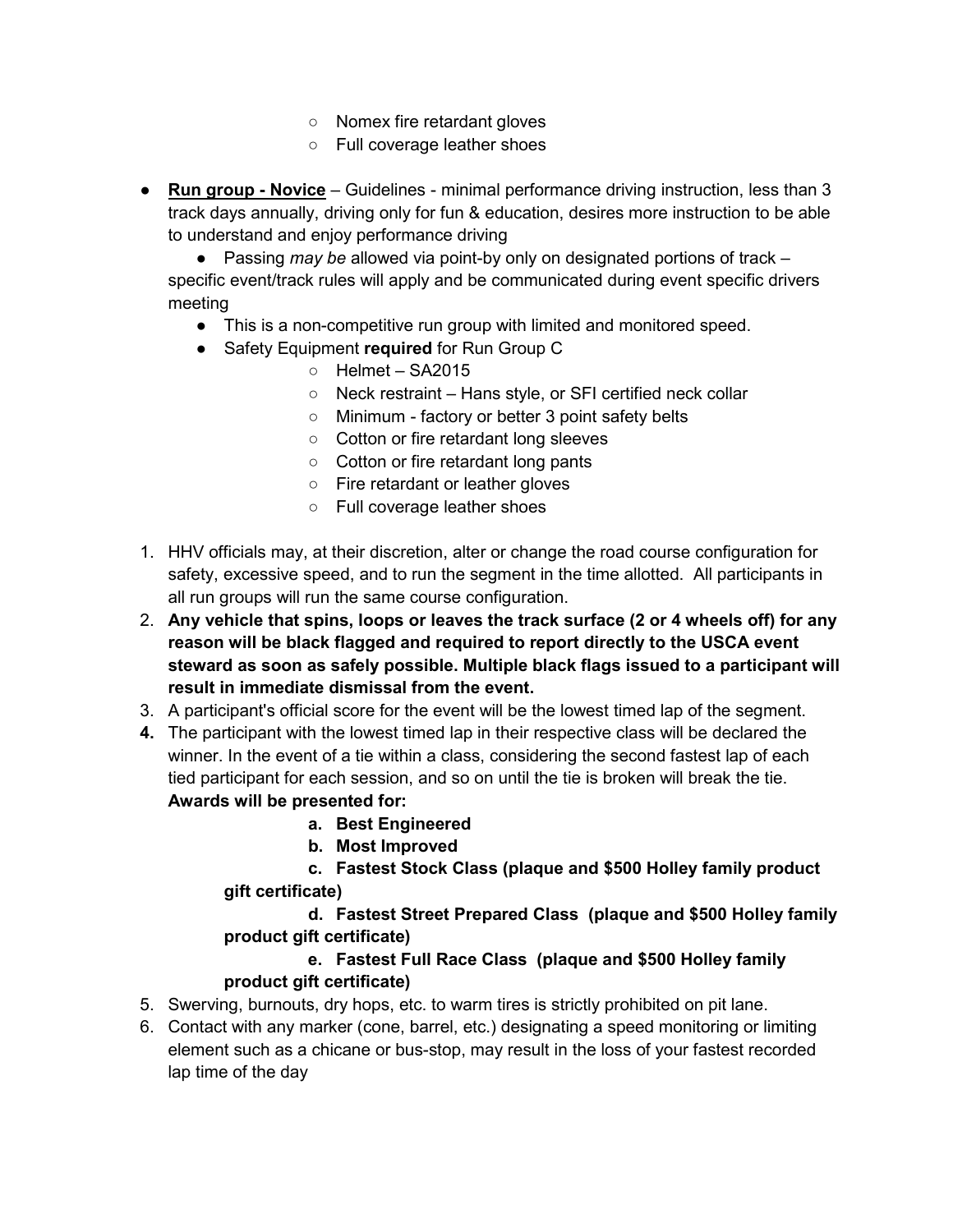- Nomex fire retardant gloves
- Full coverage leather shoes

- **Run group - Novice** – Guidelines - minimal performance driving instruction, less than 3 track days annually, driving only for fun & education, desires more instruction to be able to understand and enjoy performance driving
  - Passing *may be* allowed via point-by only on designated portions of track – specific event/track rules will apply and be communicated during event specific drivers meeting
  - This is a non-competitive run group with limited and monitored speed.
  - Safety Equipment **required** for Run Group C
    - Helmet – SA2015
    - Neck restraint – Hans style, or SFI certified neck collar
    - Minimum - factory or better 3 point safety belts
    - Cotton or fire retardant long sleeves
    - Cotton or fire retardant long pants
    - Fire retardant or leather gloves
    - Full coverage leather shoes

1. HHV officials may, at their discretion, alter or change the road course configuration for safety, excessive speed, and to run the segment in the time allotted. All participants in all run groups will run the same course configuration.
2. **Any vehicle that spins, loops or leaves the track surface (2 or 4 wheels off) for any reason will be black flagged and required to report directly to the USCA event steward as soon as safely possible. Multiple black flags issued to a participant will result in immediate dismissal from the event.**
3. A participant's official score for the event will be the lowest timed lap of the segment.
4. The participant with the lowest timed lap in their respective class will be declared the winner. In the event of a tie within a class, considering the second fastest lap of each tied participant for each session, and so on until the tie is broken will break the tie. **Awards will be presented for:**
   a. **Best Engineered**
   b. **Most Improved**
   c. **Fastest Stock Class (plaque and $500 Holley family product gift certificate)**
   d. **Fastest Street Prepared Class (plaque and $500 Holley family product gift certificate)**
   e. **Fastest Full Race Class (plaque and $500 Holley family product gift certificate)**
5. Swerving, burnouts, dry hops, etc. to warm tires is strictly prohibited on pit lane.
6. Contact with any marker (cone, barrel, etc.) designating a speed monitoring or limiting element such as a chicane or bus-stop, may result in the loss of your fastest recorded lap time of the day